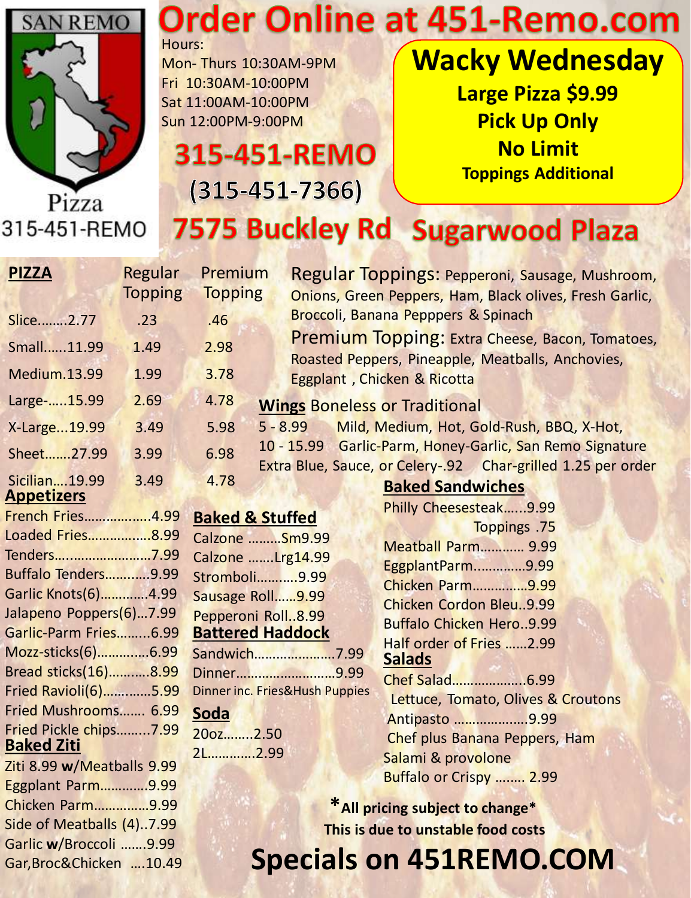SAN REMO

Pizza

315-451-REMO

# Order Online at 451-Remo.com

Hours:
Mon- Thurs 10:30AM-9PM
Fri 10:30AM-10:00PM
Sat 11:00AM-10:00PM
Sun 12:00PM-9:00PM

## 315-451-REMO

## (315-451-7366)

## 7575 Buckley Rd Sugarwood Plaza

**Wacky Wednesday**
**Large Pizza $9.99**
**Pick Up Only**
**No Limit**
**Toppings Additional**

| PIZZA | Regular Topping | Premium Topping |
|---|---|---|
| Slice........2.77 | .23 | .46 |
| Small......11.99 | 1.49 | 2.98 |
| Medium.13.99 | 1.99 | 3.78 |
| Large-.....15.99 | 2.69 | 4.78 |
| X-Large...19.99 | 3.49 | 5.98 |
| Sheet.......27.99 | 3.99 | 6.98 |
| Sicilian....19.99 | 3.49 | 4.78 |

Regular Toppings: Pepperoni, Sausage, Mushroom, Onions, Green Peppers, Ham, Black olives, Fresh Garlic, Broccoli, Banana Pepppers & Spinach

Premium Topping: Extra Cheese, Bacon, Tomatoes, Roasted Peppers, Pineapple, Meatballs, Anchovies, Eggplant , Chicken & Ricotta

**Wings** Boneless or Traditional
5 - 8.99 Mild, Medium, Hot, Gold-Rush, BBQ, X-Hot,
10 - 15.99 Garlic-Parm, Honey-Garlic, San Remo Signature
Extra Blue, Sauce, or Celery-.92 Char-grilled 1.25 per order

**Appetizers**
French Fries..................4.99
Loaded Fries.................8.99
Tenders..........................7.99
Buffalo Tenders............9.99
Garlic Knots(6).............4.99
Jalapeno Poppers(6)...7.99
Garlic-Parm Fries.........6.99
Mozz-sticks(6)..............6.99
Bread sticks(16)...........8.99
Fried Ravioli(6).............5.99
Fried Mushrooms....... 6.99
Fried Pickle chips.........7.99

**Baked Ziti**
Ziti 8.99 **w**/Meatballs 9.99
Eggplant Parm.............9.99
Chicken Parm...............9.99
Side of Meatballs (4)..7.99
Garlic **w**/Broccoli .......9.99
Gar,Broc&Chicken ....10.49

**Baked & Stuffed**
Calzone .........Sm9.99
Calzone .......Lrg14.99
Stromboli...........9.99
Sausage Roll......9.99
Pepperoni Roll..8.99

**Battered Haddock**
Sandwich.....................7.99
Dinner..........................9.99
Dinner inc. Fries&Hush Puppies

**Soda**
20oz........2.50
2L.............2.99

**Baked Sandwiches**
Philly Cheesesteak......9.99
Toppings .75
Meatball Parm............ 9.99
EggplantParm.............9.99
Chicken Parm..............9.99
Chicken Cordon Bleu..9.99
Buffalo Chicken Hero..9.99
Half order of Fries ......2.99

**Salads**
Chef Salad...................6.99
Lettuce, Tomato, Olives & Croutons
Antipasto ...................9.99
Chef plus Banana Peppers, Ham Salami & provolone
Buffalo or Crispy ........ 2.99

***All pricing subject to change***
**This is due to unstable food costs**

# Specials on 451REMO.COM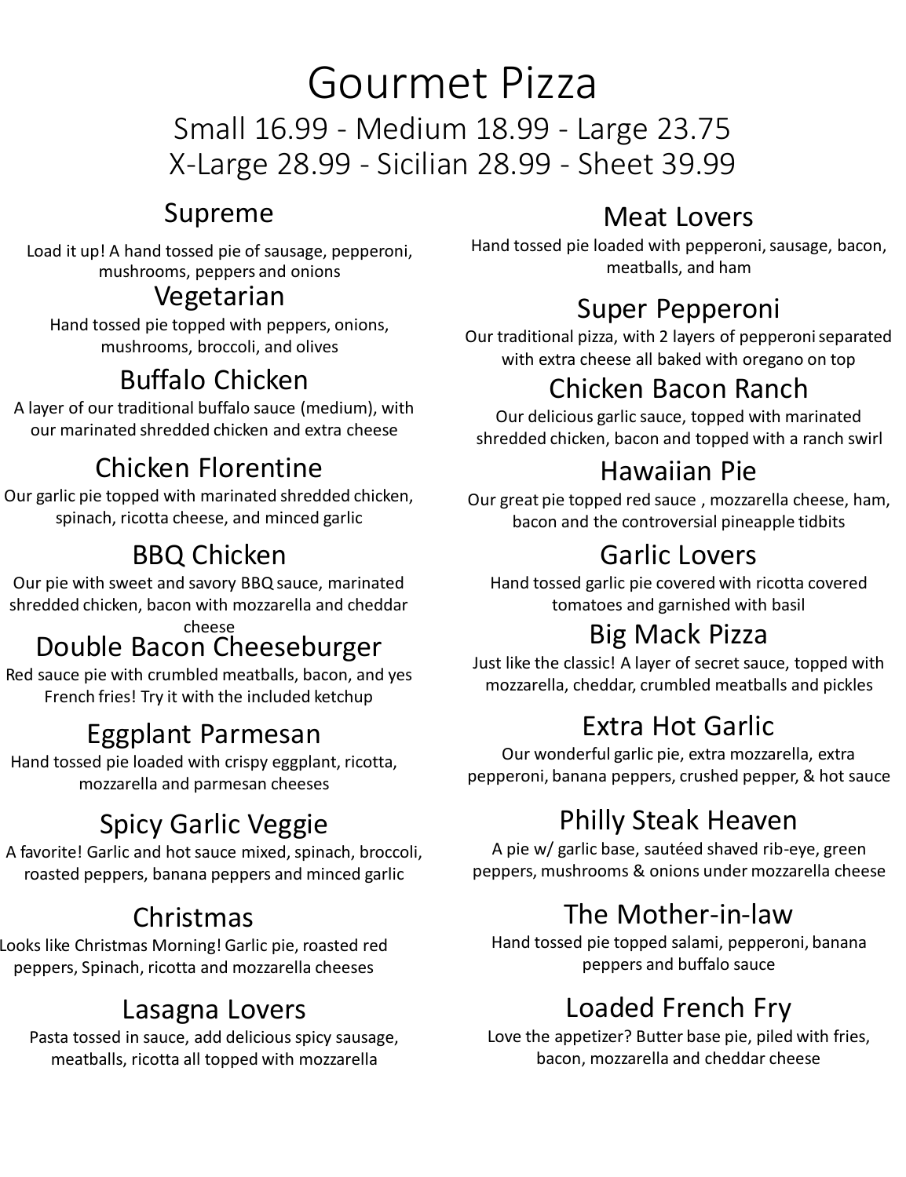# Gourmet Pizza

Small 16.99 - Medium 18.99 - Large 23.75
X-Large 28.99 - Sicilian 28.99 - Sheet 39.99

## Supreme

Load it up! A hand tossed pie of sausage, pepperoni, mushrooms, peppers and onions

## Vegetarian

Hand tossed pie topped with peppers, onions, mushrooms, broccoli, and olives

## Buffalo Chicken

A layer of our traditional buffalo sauce (medium), with our marinated shredded chicken and extra cheese

## Chicken Florentine

Our garlic pie topped with marinated shredded chicken, spinach, ricotta cheese, and minced garlic

## BBQ Chicken

Our pie with sweet and savory BBQ sauce, marinated shredded chicken, bacon with mozzarella and cheddar cheese

## Double Bacon Cheeseburger

Red sauce pie with crumbled meatballs, bacon, and yes French fries! Try it with the included ketchup

## Eggplant Parmesan

Hand tossed pie loaded with crispy eggplant, ricotta, mozzarella and parmesan cheeses

## Spicy Garlic Veggie

A favorite! Garlic and hot sauce mixed, spinach, broccoli, roasted peppers, banana peppers and minced garlic

## Christmas

Looks like Christmas Morning! Garlic pie, roasted red peppers, Spinach, ricotta and mozzarella cheeses

## Lasagna Lovers

Pasta tossed in sauce, add delicious spicy sausage, meatballs, ricotta all topped with mozzarella

## Meat Lovers

Hand tossed pie loaded with pepperoni, sausage, bacon, meatballs, and ham

## Super Pepperoni

Our traditional pizza, with 2 layers of pepperoni separated with extra cheese all baked with oregano on top

## Chicken Bacon Ranch

Our delicious garlic sauce, topped with marinated shredded chicken, bacon and topped with a ranch swirl

## Hawaiian Pie

Our great pie topped red sauce , mozzarella cheese, ham, bacon and the controversial pineapple tidbits

## Garlic Lovers

Hand tossed garlic pie covered with ricotta covered tomatoes and garnished with basil

## Big Mack Pizza

Just like the classic! A layer of secret sauce, topped with mozzarella, cheddar, crumbled meatballs and pickles

## Extra Hot Garlic

Our wonderful garlic pie, extra mozzarella, extra pepperoni, banana peppers, crushed pepper, & hot sauce

## Philly Steak Heaven

A pie w/ garlic base, sautéed shaved rib-eye, green peppers, mushrooms & onions under mozzarella cheese

## The Mother-in-law

Hand tossed pie topped salami, pepperoni, banana peppers and buffalo sauce

## Loaded French Fry

Love the appetizer? Butter base pie, piled with fries, bacon, mozzarella and cheddar cheese